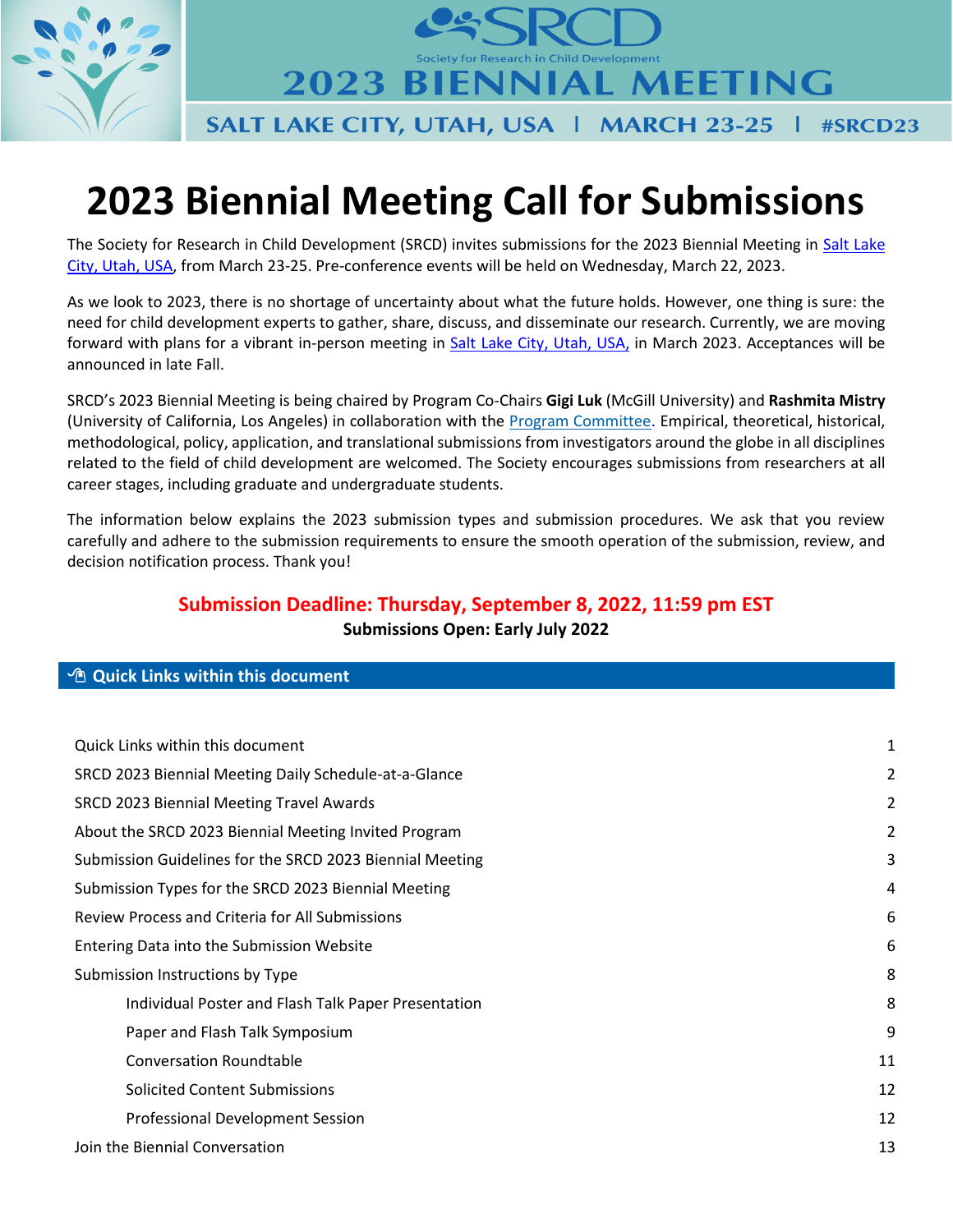SRCD — Society for Research in Child Development

2023 BIENNIAL MEETING

SALT LAKE CITY, UTAH, USA | MARCH 23-25 | #SRCD23

# 2023 Biennial Meeting Call for Submissions

The Society for Research in Child Development (SRCD) invites submissions for the 2023 Biennial Meeting in Salt Lake City, Utah, USA, from March 23-25. Pre-conference events will be held on Wednesday, March 22, 2023.

As we look to 2023, there is no shortage of uncertainty about what the future holds. However, one thing is sure: the need for child development experts to gather, share, discuss, and disseminate our research. Currently, we are moving forward with plans for a vibrant in-person meeting in Salt Lake City, Utah, USA, in March 2023. Acceptances will be announced in late Fall.

SRCD's 2023 Biennial Meeting is being chaired by Program Co-Chairs **Gigi Luk** (McGill University) and **Rashmita Mistry** (University of California, Los Angeles) in collaboration with the Program Committee. Empirical, theoretical, historical, methodological, policy, application, and translational submissions from investigators around the globe in all disciplines related to the field of child development are welcomed. The Society encourages submissions from researchers at all career stages, including graduate and undergraduate students.

The information below explains the 2023 submission types and submission procedures. We ask that you review carefully and adhere to the submission requirements to ensure the smooth operation of the submission, review, and decision notification process. Thank you!

**Submission Deadline: Thursday, September 8, 2022, 11:59 pm EST**

**Submissions Open: Early July 2022**

## Quick Links within this document

| | |
|---|---|
| Quick Links within this document | 1 |
| SRCD 2023 Biennial Meeting Daily Schedule-at-a-Glance | 2 |
| SRCD 2023 Biennial Meeting Travel Awards | 2 |
| About the SRCD 2023 Biennial Meeting Invited Program | 2 |
| Submission Guidelines for the SRCD 2023 Biennial Meeting | 3 |
| Submission Types for the SRCD 2023 Biennial Meeting | 4 |
| Review Process and Criteria for All Submissions | 6 |
| Entering Data into the Submission Website | 6 |
| Submission Instructions by Type | 8 |
| Individual Poster and Flash Talk Paper Presentation | 8 |
| Paper and Flash Talk Symposium | 9 |
| Conversation Roundtable | 11 |
| Solicited Content Submissions | 12 |
| Professional Development Session | 12 |
| Join the Biennial Conversation | 13 |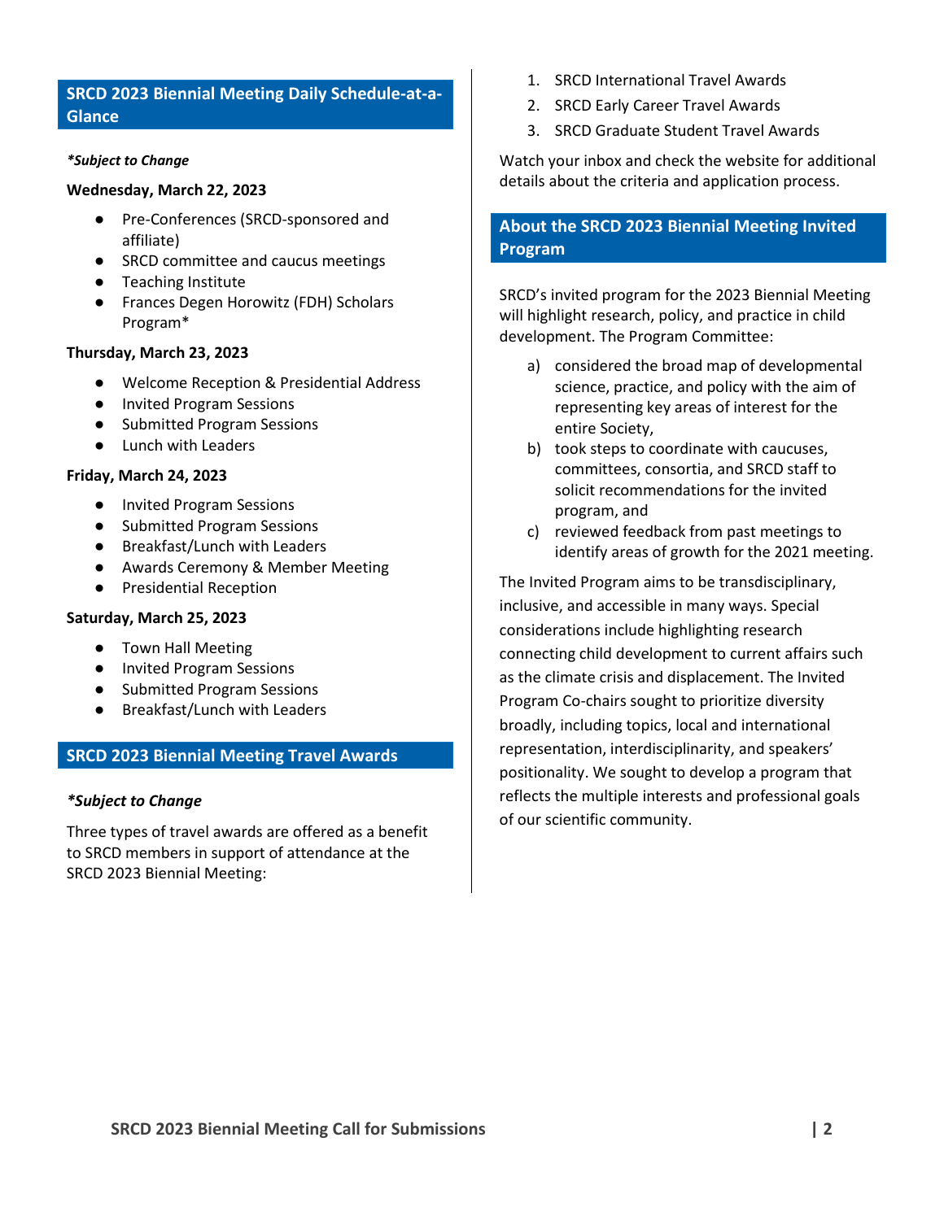## SRCD 2023 Biennial Meeting Daily Schedule-at-a-Glance

***Subject to Change**

**Wednesday, March 22, 2023**

- Pre-Conferences (SRCD-sponsored and affiliate)
- SRCD committee and caucus meetings
- Teaching Institute
- Frances Degen Horowitz (FDH) Scholars Program*

**Thursday, March 23, 2023**

- Welcome Reception & Presidential Address
- Invited Program Sessions
- Submitted Program Sessions
- Lunch with Leaders

**Friday, March 24, 2023**

- Invited Program Sessions
- Submitted Program Sessions
- Breakfast/Lunch with Leaders
- Awards Ceremony & Member Meeting
- Presidential Reception

**Saturday, March 25, 2023**

- Town Hall Meeting
- Invited Program Sessions
- Submitted Program Sessions
- Breakfast/Lunch with Leaders

## SRCD 2023 Biennial Meeting Travel Awards

***Subject to Change**

Three types of travel awards are offered as a benefit to SRCD members in support of attendance at the SRCD 2023 Biennial Meeting:

1. SRCD International Travel Awards
2. SRCD Early Career Travel Awards
3. SRCD Graduate Student Travel Awards

Watch your inbox and check the website for additional details about the criteria and application process.

## About the SRCD 2023 Biennial Meeting Invited Program

SRCD's invited program for the 2023 Biennial Meeting will highlight research, policy, and practice in child development. The Program Committee:

a) considered the broad map of developmental science, practice, and policy with the aim of representing key areas of interest for the entire Society,
b) took steps to coordinate with caucuses, committees, consortia, and SRCD staff to solicit recommendations for the invited program, and
c) reviewed feedback from past meetings to identify areas of growth for the 2021 meeting.

The Invited Program aims to be transdisciplinary, inclusive, and accessible in many ways. Special considerations include highlighting research connecting child development to current affairs such as the climate crisis and displacement. The Invited Program Co-chairs sought to prioritize diversity broadly, including topics, local and international representation, interdisciplinarity, and speakers' positionality. We sought to develop a program that reflects the multiple interests and professional goals of our scientific community.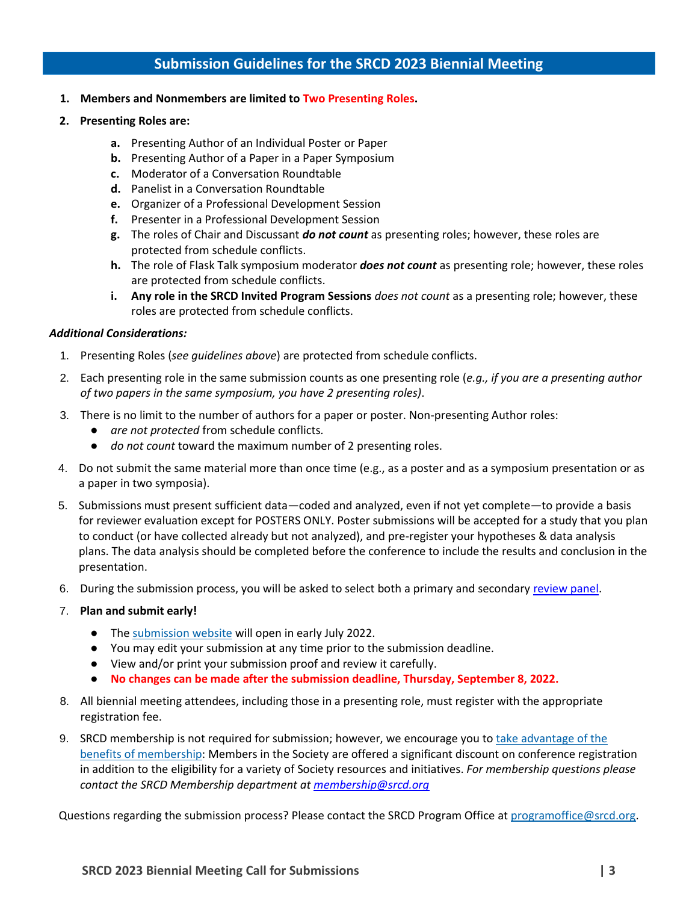## Submission Guidelines for the SRCD 2023 Biennial Meeting

1. **Members and Nonmembers are limited to Two Presenting Roles.**
2. **Presenting Roles are:**
   - **a.** Presenting Author of an Individual Poster or Paper
   - **b.** Presenting Author of a Paper in a Paper Symposium
   - **c.** Moderator of a Conversation Roundtable
   - **d.** Panelist in a Conversation Roundtable
   - **e.** Organizer of a Professional Development Session
   - **f.** Presenter in a Professional Development Session
   - **g.** The roles of Chair and Discussant ***do not count*** as presenting roles; however, these roles are protected from schedule conflicts.
   - **h.** The role of Flask Talk symposium moderator ***does not count*** as presenting role; however, these roles are protected from schedule conflicts.
   - **i.** **Any role in the SRCD Invited Program Sessions** *does not count* as a presenting role; however, these roles are protected from schedule conflicts.

***Additional Considerations:***

1. Presenting Roles (*see guidelines above*) are protected from schedule conflicts.
2. Each presenting role in the same submission counts as one presenting role (*e.g., if you are a presenting author of two papers in the same symposium, you have 2 presenting roles)*.
3. There is no limit to the number of authors for a paper or poster. Non-presenting Author roles:
   - *are not protected* from schedule conflicts.
   - *do not count* toward the maximum number of 2 presenting roles.
4. Do not submit the same material more than once time (e.g., as a poster and as a symposium presentation or as a paper in two symposia).
5. Submissions must present sufficient data—coded and analyzed, even if not yet complete—to provide a basis for reviewer evaluation except for POSTERS ONLY. Poster submissions will be accepted for a study that you plan to conduct (or have collected already but not analyzed), and pre-register your hypotheses & data analysis plans. The data analysis should be completed before the conference to include the results and conclusion in the presentation.
6. During the submission process, you will be asked to select both a primary and secondary review panel.
7. **Plan and submit early!**
   - The submission website will open in early July 2022.
   - You may edit your submission at any time prior to the submission deadline.
   - View and/or print your submission proof and review it carefully.
   - **No changes can be made after the submission deadline, Thursday, September 8, 2022.**
8. All biennial meeting attendees, including those in a presenting role, must register with the appropriate registration fee.
9. SRCD membership is not required for submission; however, we encourage you to take advantage of the benefits of membership: Members in the Society are offered a significant discount on conference registration in addition to the eligibility for a variety of Society resources and initiatives. *For membership questions please contact the SRCD Membership department at membership@srcd.org*

Questions regarding the submission process? Please contact the SRCD Program Office at programoffice@srcd.org.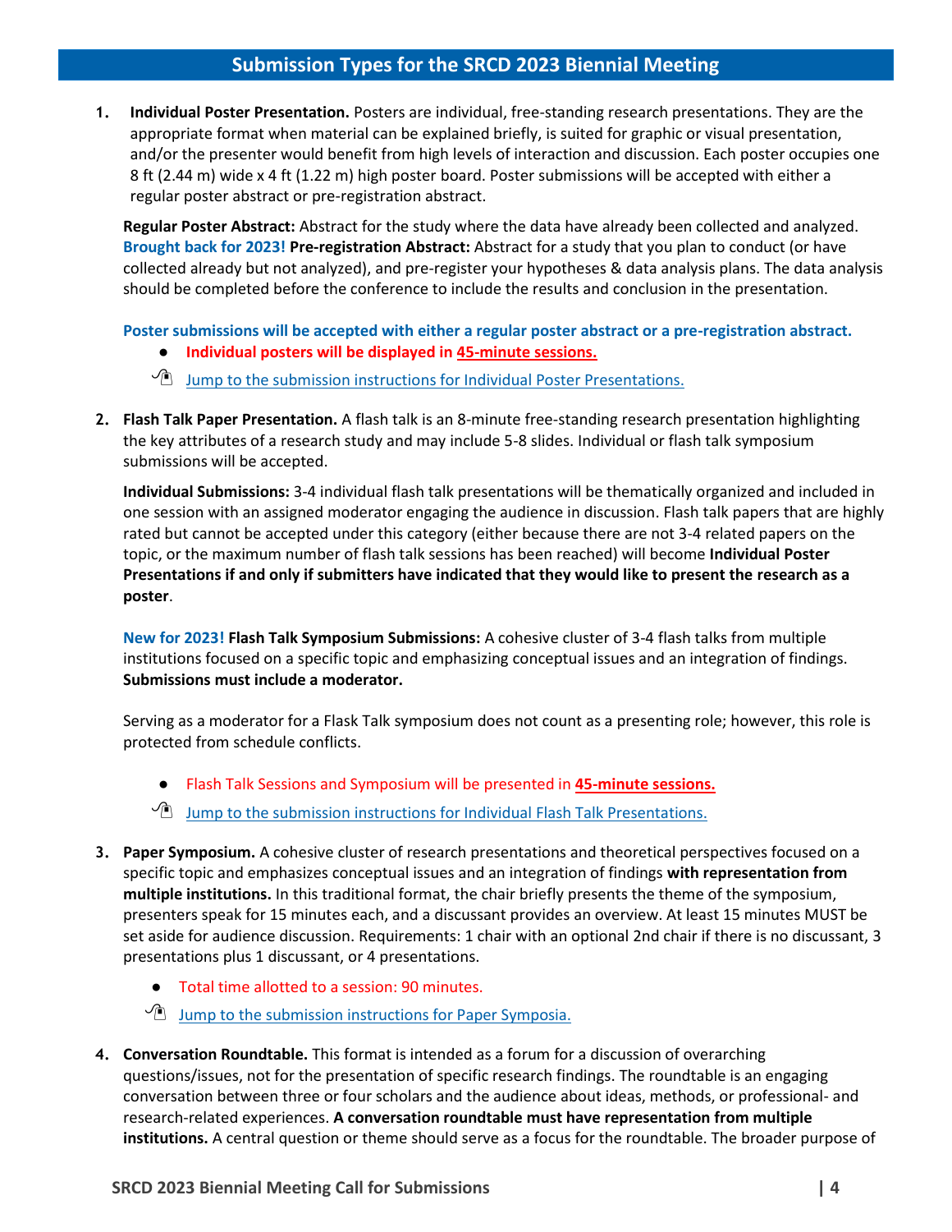## Submission Types for the SRCD 2023 Biennial Meeting

1. **Individual Poster Presentation.** Posters are individual, free-standing research presentations. They are the appropriate format when material can be explained briefly, is suited for graphic or visual presentation, and/or the presenter would benefit from high levels of interaction and discussion. Each poster occupies one 8 ft (2.44 m) wide x 4 ft (1.22 m) high poster board. Poster submissions will be accepted with either a regular poster abstract or pre-registration abstract.

   **Regular Poster Abstract:** Abstract for the study where the data have already been collected and analyzed. **Brought back for 2023! Pre-registration Abstract:** Abstract for a study that you plan to conduct (or have collected already but not analyzed), and pre-register your hypotheses & data analysis plans. The data analysis should be completed before the conference to include the results and conclusion in the presentation.

   **Poster submissions will be accepted with either a regular poster abstract or a pre-registration abstract.**

   - **Individual posters will be displayed in 45-minute sessions.**

   Jump to the submission instructions for Individual Poster Presentations.

2. **Flash Talk Paper Presentation.** A flash talk is an 8-minute free-standing research presentation highlighting the key attributes of a research study and may include 5-8 slides. Individual or flash talk symposium submissions will be accepted.

   **Individual Submissions:** 3-4 individual flash talk presentations will be thematically organized and included in one session with an assigned moderator engaging the audience in discussion. Flash talk papers that are highly rated but cannot be accepted under this category (either because there are not 3-4 related papers on the topic, or the maximum number of flash talk sessions has been reached) will become **Individual Poster Presentations if and only if submitters have indicated that they would like to present the research as a poster**.

   **New for 2023! Flash Talk Symposium Submissions:** A cohesive cluster of 3-4 flash talks from multiple institutions focused on a specific topic and emphasizing conceptual issues and an integration of findings. **Submissions must include a moderator.**

   Serving as a moderator for a Flask Talk symposium does not count as a presenting role; however, this role is protected from schedule conflicts.

   - Flash Talk Sessions and Symposium will be presented in **45-minute sessions.**

   Jump to the submission instructions for Individual Flash Talk Presentations.

3. **Paper Symposium.** A cohesive cluster of research presentations and theoretical perspectives focused on a specific topic and emphasizes conceptual issues and an integration of findings **with representation from multiple institutions.** In this traditional format, the chair briefly presents the theme of the symposium, presenters speak for 15 minutes each, and a discussant provides an overview. At least 15 minutes MUST be set aside for audience discussion. Requirements: 1 chair with an optional 2nd chair if there is no discussant, 3 presentations plus 1 discussant, or 4 presentations.

   - Total time allotted to a session: 90 minutes.

   Jump to the submission instructions for Paper Symposia.

4. **Conversation Roundtable.** This format is intended as a forum for a discussion of overarching questions/issues, not for the presentation of specific research findings. The roundtable is an engaging conversation between three or four scholars and the audience about ideas, methods, or professional- and research-related experiences. **A conversation roundtable must have representation from multiple institutions.** A central question or theme should serve as a focus for the roundtable. The broader purpose of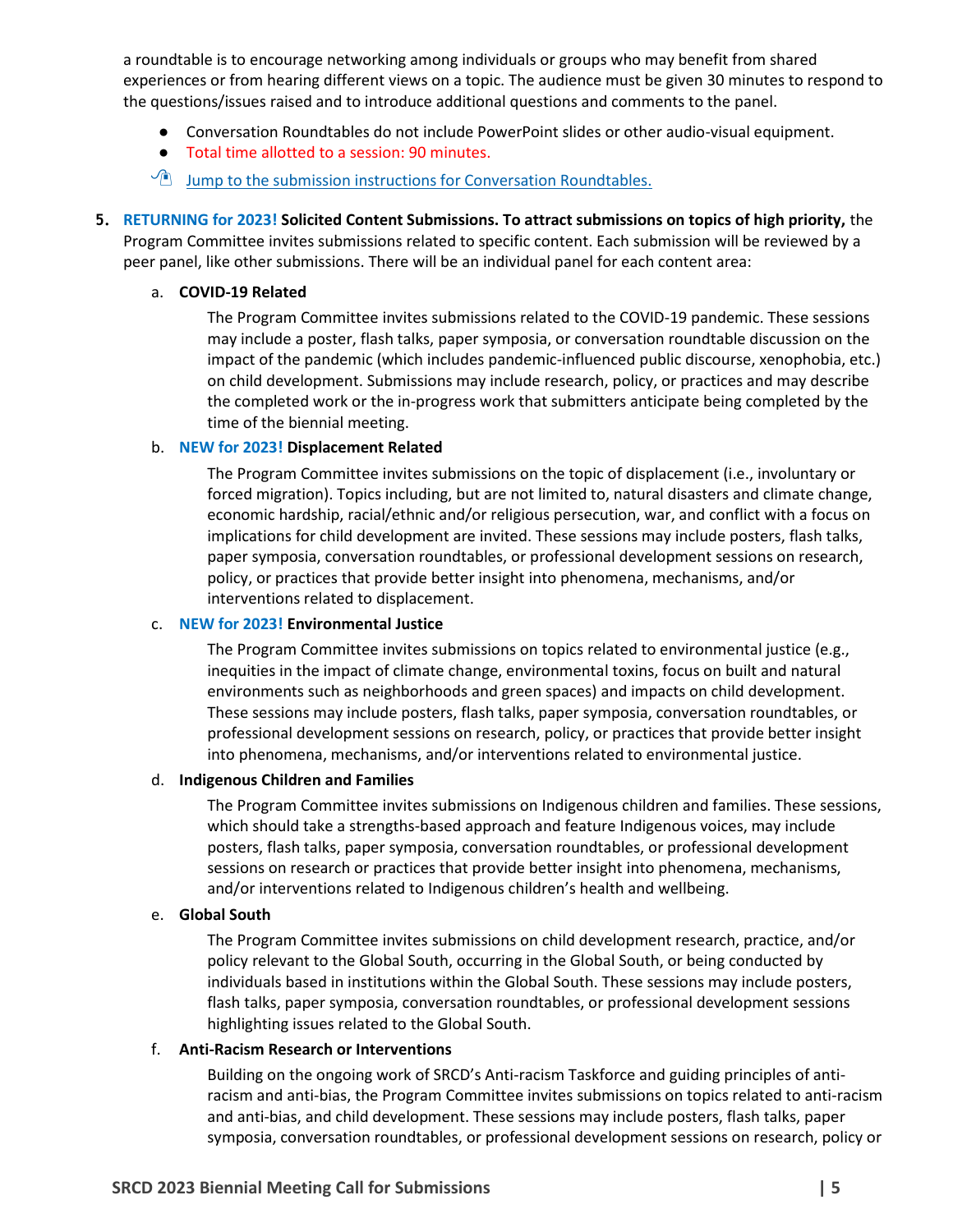a roundtable is to encourage networking among individuals or groups who may benefit from shared experiences or from hearing different views on a topic. The audience must be given 30 minutes to respond to the questions/issues raised and to introduce additional questions and comments to the panel.

- Conversation Roundtables do not include PowerPoint slides or other audio-visual equipment.
- Total time allotted to a session: 90 minutes.

[Jump to the submission instructions for Conversation Roundtables.]

5. **RETURNING for 2023! Solicited Content Submissions. To attract submissions on topics of high priority,** the Program Committee invites submissions related to specific content. Each submission will be reviewed by a peer panel, like other submissions. There will be an individual panel for each content area:

   a. **COVID-19 Related**

      The Program Committee invites submissions related to the COVID-19 pandemic. These sessions may include a poster, flash talks, paper symposia, or conversation roundtable discussion on the impact of the pandemic (which includes pandemic-influenced public discourse, xenophobia, etc.) on child development. Submissions may include research, policy, or practices and may describe the completed work or the in-progress work that submitters anticipate being completed by the time of the biennial meeting.

   b. **NEW for 2023! Displacement Related**

      The Program Committee invites submissions on the topic of displacement (i.e., involuntary or forced migration). Topics including, but are not limited to, natural disasters and climate change, economic hardship, racial/ethnic and/or religious persecution, war, and conflict with a focus on implications for child development are invited. These sessions may include posters, flash talks, paper symposia, conversation roundtables, or professional development sessions on research, policy, or practices that provide better insight into phenomena, mechanisms, and/or interventions related to displacement.

   c. **NEW for 2023! Environmental Justice**

      The Program Committee invites submissions on topics related to environmental justice (e.g., inequities in the impact of climate change, environmental toxins, focus on built and natural environments such as neighborhoods and green spaces) and impacts on child development. These sessions may include posters, flash talks, paper symposia, conversation roundtables, or professional development sessions on research, policy, or practices that provide better insight into phenomena, mechanisms, and/or interventions related to environmental justice.

   d. **Indigenous Children and Families**

      The Program Committee invites submissions on Indigenous children and families. These sessions, which should take a strengths-based approach and feature Indigenous voices, may include posters, flash talks, paper symposia, conversation roundtables, or professional development sessions on research or practices that provide better insight into phenomena, mechanisms, and/or interventions related to Indigenous children's health and wellbeing.

   e. **Global South**

      The Program Committee invites submissions on child development research, practice, and/or policy relevant to the Global South, occurring in the Global South, or being conducted by individuals based in institutions within the Global South. These sessions may include posters, flash talks, paper symposia, conversation roundtables, or professional development sessions highlighting issues related to the Global South.

   f. **Anti-Racism Research or Interventions**

      Building on the ongoing work of SRCD's Anti-racism Taskforce and guiding principles of anti-racism and anti-bias, the Program Committee invites submissions on topics related to anti-racism and anti-bias, and child development. These sessions may include posters, flash talks, paper symposia, conversation roundtables, or professional development sessions on research, policy or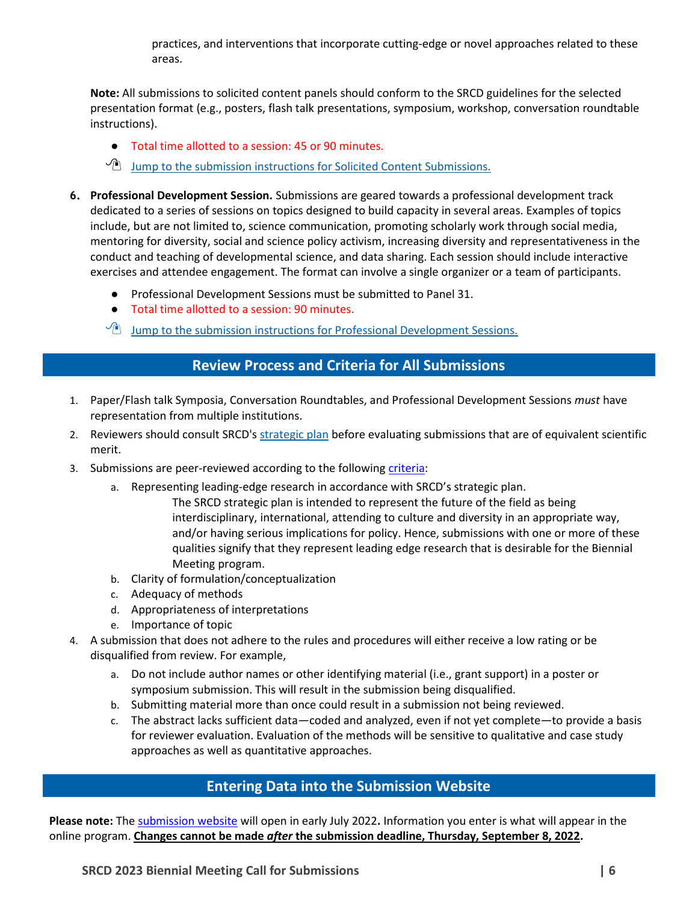practices, and interventions that incorporate cutting-edge or novel approaches related to these areas.

**Note:** All submissions to solicited content panels should conform to the SRCD guidelines for the selected presentation format (e.g., posters, flash talk presentations, symposium, workshop, conversation roundtable instructions).

- Total time allotted to a session: 45 or 90 minutes.

[Jump to the submission instructions for Solicited Content Submissions.]()

6. **Professional Development Session.** Submissions are geared towards a professional development track dedicated to a series of sessions on topics designed to build capacity in several areas. Examples of topics include, but are not limited to, science communication, promoting scholarly work through social media, mentoring for diversity, social and science policy activism, increasing diversity and representativeness in the conduct and teaching of developmental science, and data sharing. Each session should include interactive exercises and attendee engagement. The format can involve a single organizer or a team of participants.
   - Professional Development Sessions must be submitted to Panel 31.
   - Total time allotted to a session: 90 minutes.

   [Jump to the submission instructions for Professional Development Sessions.]()

## Review Process and Criteria for All Submissions

1. Paper/Flash talk Symposia, Conversation Roundtables, and Professional Development Sessions *must* have representation from multiple institutions.
2. Reviewers should consult SRCD's [strategic plan]() before evaluating submissions that are of equivalent scientific merit.
3. Submissions are peer-reviewed according to the following [criteria]():
   a. Representing leading-edge research in accordance with SRCD's strategic plan.
      The SRCD strategic plan is intended to represent the future of the field as being interdisciplinary, international, attending to culture and diversity in an appropriate way, and/or having serious implications for policy. Hence, submissions with one or more of these qualities signify that they represent leading edge research that is desirable for the Biennial Meeting program.
   b. Clarity of formulation/conceptualization
   c. Adequacy of methods
   d. Appropriateness of interpretations
   e. Importance of topic
4. A submission that does not adhere to the rules and procedures will either receive a low rating or be disqualified from review. For example,
   a. Do not include author names or other identifying material (i.e., grant support) in a poster or symposium submission. This will result in the submission being disqualified.
   b. Submitting material more than once could result in a submission not being reviewed.
   c. The abstract lacks sufficient data—coded and analyzed, even if not yet complete—to provide a basis for reviewer evaluation. Evaluation of the methods will be sensitive to qualitative and case study approaches as well as quantitative approaches.

## Entering Data into the Submission Website

**Please note:** The [submission website]() will open in early July 2022**.** Information you enter is what will appear in the online program. **Changes cannot be made *after* the submission deadline, Thursday, September 8, 2022.**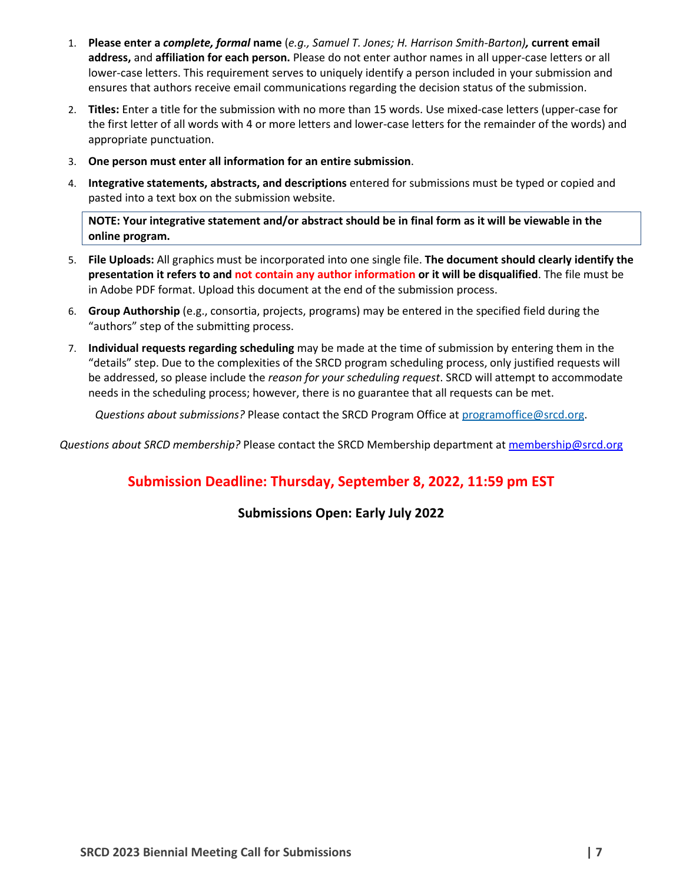1. **Please enter a *complete, formal* name** (*e.g., Samuel T. Jones; H. Harrison Smith-Barton)***, current email address,** and **affiliation for each person.** Please do not enter author names in all upper-case letters or all lower-case letters. This requirement serves to uniquely identify a person included in your submission and ensures that authors receive email communications regarding the decision status of the submission.
2. **Titles:** Enter a title for the submission with no more than 15 words. Use mixed-case letters (upper-case for the first letter of all words with 4 or more letters and lower-case letters for the remainder of the words) and appropriate punctuation.
3. **One person must enter all information for an entire submission**.
4. **Integrative statements, abstracts, and descriptions** entered for submissions must be typed or copied and pasted into a text box on the submission website.

**NOTE: Your integrative statement and/or abstract should be in final form as it will be viewable in the online program.**

5. **File Uploads:** All graphics must be incorporated into one single file. **The document should clearly identify the presentation it refers to and not contain any author information or it will be disqualified**. The file must be in Adobe PDF format. Upload this document at the end of the submission process.
6. **Group Authorship** (e.g., consortia, projects, programs) may be entered in the specified field during the "authors" step of the submitting process.
7. **Individual requests regarding scheduling** may be made at the time of submission by entering them in the "details" step. Due to the complexities of the SRCD program scheduling process, only justified requests will be addressed, so please include the *reason for your scheduling request*. SRCD will attempt to accommodate needs in the scheduling process; however, there is no guarantee that all requests can be met.

*Questions about submissions?* Please contact the SRCD Program Office at programoffice@srcd.org.

*Questions about SRCD membership?* Please contact the SRCD Membership department at membership@srcd.org

## Submission Deadline: Thursday, September 8, 2022, 11:59 pm EST

### Submissions Open: Early July 2022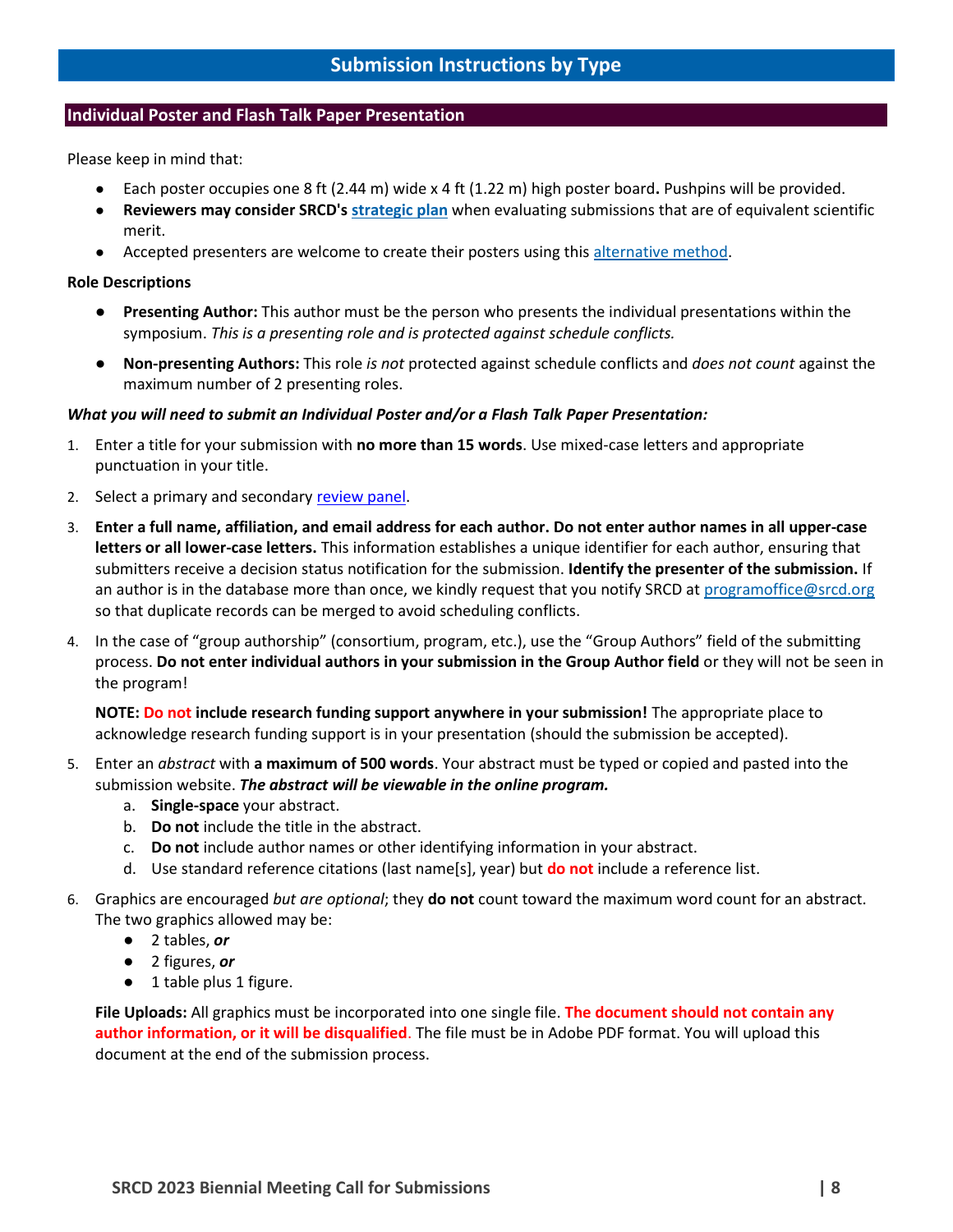# Submission Instructions by Type

## Individual Poster and Flash Talk Paper Presentation

Please keep in mind that:

- Each poster occupies one 8 ft (2.44 m) wide x 4 ft (1.22 m) high poster board**.** Pushpins will be provided.
- **Reviewers may consider SRCD's strategic plan** when evaluating submissions that are of equivalent scientific merit.
- Accepted presenters are welcome to create their posters using this alternative method.

**Role Descriptions**

- **Presenting Author:** This author must be the person who presents the individual presentations within the symposium. *This is a presenting role and is protected against schedule conflicts.*
- **Non-presenting Authors:** This role *is not* protected against schedule conflicts and *does not count* against the maximum number of 2 presenting roles.

***What you will need to submit an Individual Poster and/or a Flash Talk Paper Presentation:***

1. Enter a title for your submission with **no more than 15 words**. Use mixed-case letters and appropriate punctuation in your title.
2. Select a primary and secondary review panel.
3. **Enter a full name, affiliation, and email address for each author. Do not enter author names in all upper-case letters or all lower-case letters.** This information establishes a unique identifier for each author, ensuring that submitters receive a decision status notification for the submission. **Identify the presenter of the submission.** If an author is in the database more than once, we kindly request that you notify SRCD at programoffice@srcd.org so that duplicate records can be merged to avoid scheduling conflicts.
4. In the case of "group authorship" (consortium, program, etc.), use the "Group Authors" field of the submitting process. **Do not enter individual authors in your submission in the Group Author field** or they will not be seen in the program!

   **NOTE: Do not include research funding support anywhere in your submission!** The appropriate place to acknowledge research funding support is in your presentation (should the submission be accepted).
5. Enter an *abstract* with **a maximum of 500 words**. Your abstract must be typed or copied and pasted into the submission website. ***The abstract will be viewable in the online program.***
   a. **Single-space** your abstract.
   b. **Do not** include the title in the abstract.
   c. **Do not** include author names or other identifying information in your abstract.
   d. Use standard reference citations (last name[s], year) but **do not** include a reference list.
6. Graphics are encouraged *but are optional*; they **do not** count toward the maximum word count for an abstract. The two graphics allowed may be:
   - 2 tables, ***or***
   - 2 figures, ***or***
   - 1 table plus 1 figure.

   **File Uploads:** All graphics must be incorporated into one single file. **The document should not contain any author information, or it will be disqualified**. The file must be in Adobe PDF format. You will upload this document at the end of the submission process.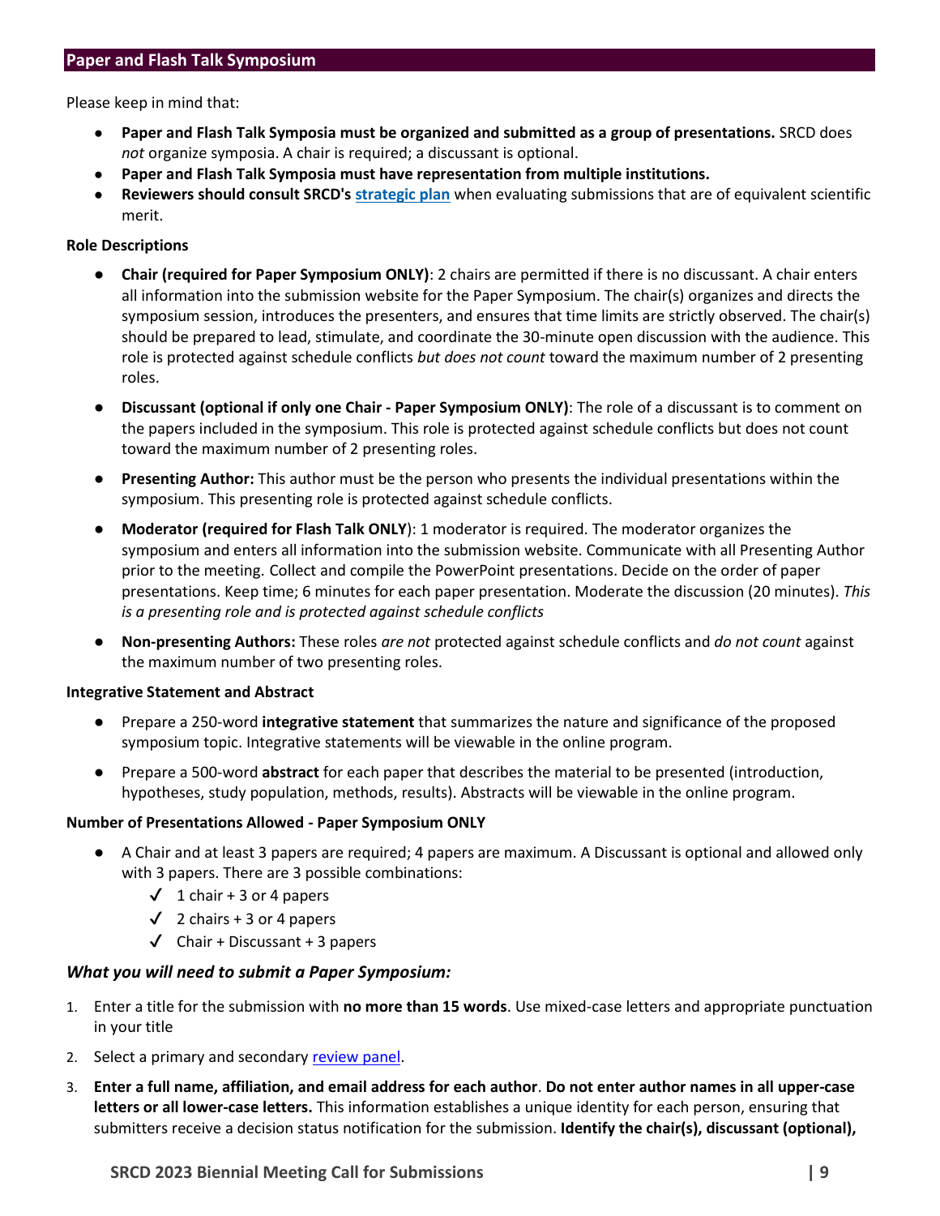## Paper and Flash Talk Symposium

Please keep in mind that:

- **Paper and Flash Talk Symposia must be organized and submitted as a group of presentations.** SRCD does *not* organize symposia. A chair is required; a discussant is optional.
- **Paper and Flash Talk Symposia must have representation from multiple institutions.**
- **Reviewers should consult SRCD's strategic plan** when evaluating submissions that are of equivalent scientific merit.

**Role Descriptions**

- **Chair (required for Paper Symposium ONLY)**: 2 chairs are permitted if there is no discussant. A chair enters all information into the submission website for the Paper Symposium. The chair(s) organizes and directs the symposium session, introduces the presenters, and ensures that time limits are strictly observed. The chair(s) should be prepared to lead, stimulate, and coordinate the 30-minute open discussion with the audience. This role is protected against schedule conflicts *but does not count* toward the maximum number of 2 presenting roles.
- **Discussant (optional if only one Chair - Paper Symposium ONLY)**: The role of a discussant is to comment on the papers included in the symposium. This role is protected against schedule conflicts but does not count toward the maximum number of 2 presenting roles.
- **Presenting Author:** This author must be the person who presents the individual presentations within the symposium. This presenting role is protected against schedule conflicts.
- **Moderator (required for Flash Talk ONLY**): 1 moderator is required. The moderator organizes the symposium and enters all information into the submission website. Communicate with all Presenting Author prior to the meeting. Collect and compile the PowerPoint presentations. Decide on the order of paper presentations. Keep time; 6 minutes for each paper presentation. Moderate the discussion (20 minutes). *This is a presenting role and is protected against schedule conflicts*
- **Non-presenting Authors:** These roles *are not* protected against schedule conflicts and *do not count* against the maximum number of two presenting roles.

**Integrative Statement and Abstract**

- Prepare a 250-word **integrative statement** that summarizes the nature and significance of the proposed symposium topic. Integrative statements will be viewable in the online program.
- Prepare a 500-word **abstract** for each paper that describes the material to be presented (introduction, hypotheses, study population, methods, results). Abstracts will be viewable in the online program.

**Number of Presentations Allowed - Paper Symposium ONLY**

- A Chair and at least 3 papers are required; 4 papers are maximum. A Discussant is optional and allowed only with 3 papers. There are 3 possible combinations:
  - ✓ 1 chair + 3 or 4 papers
  - ✓ 2 chairs + 3 or 4 papers
  - ✓ Chair + Discussant + 3 papers

### *What you will need to submit a Paper Symposium:*

1. Enter a title for the submission with **no more than 15 words**. Use mixed-case letters and appropriate punctuation in your title
2. Select a primary and secondary review panel.
3. **Enter a full name, affiliation, and email address for each author**. **Do not enter author names in all upper-case letters or all lower-case letters.** This information establishes a unique identity for each person, ensuring that submitters receive a decision status notification for the submission. **Identify the chair(s), discussant (optional),**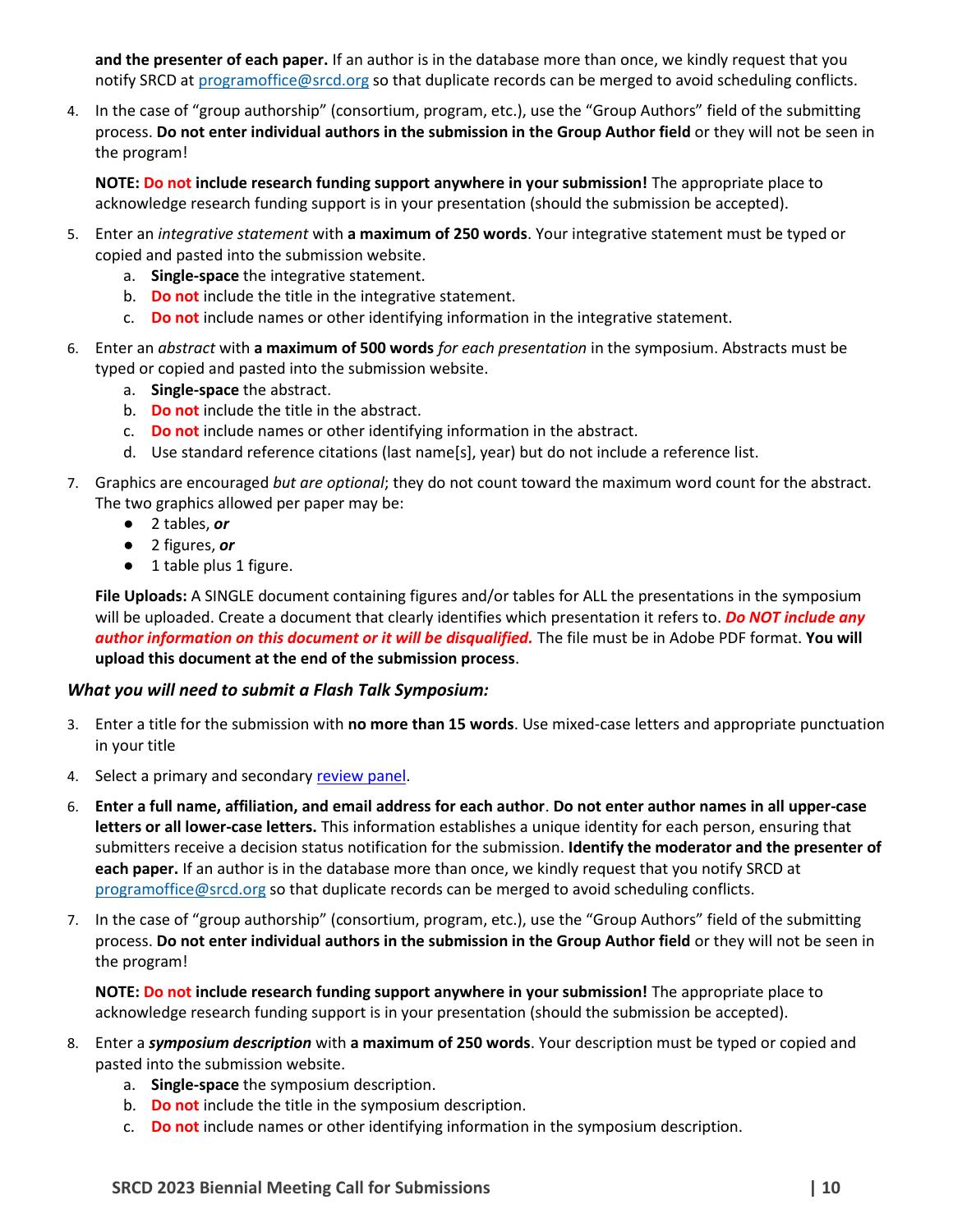**and the presenter of each paper.** If an author is in the database more than once, we kindly request that you notify SRCD at programoffice@srcd.org so that duplicate records can be merged to avoid scheduling conflicts.

4. In the case of "group authorship" (consortium, program, etc.), use the "Group Authors" field of the submitting process. **Do not enter individual authors in the submission in the Group Author field** or they will not be seen in the program!

   **NOTE: Do not include research funding support anywhere in your submission!** The appropriate place to acknowledge research funding support is in your presentation (should the submission be accepted).

5. Enter an *integrative statement* with **a maximum of 250 words**. Your integrative statement must be typed or copied and pasted into the submission website.
   a. **Single-space** the integrative statement.
   b. **Do not** include the title in the integrative statement.
   c. **Do not** include names or other identifying information in the integrative statement.

6. Enter an *abstract* with **a maximum of 500 words** *for each presentation* in the symposium. Abstracts must be typed or copied and pasted into the submission website.
   a. **Single-space** the abstract.
   b. **Do not** include the title in the abstract.
   c. **Do not** include names or other identifying information in the abstract.
   d. Use standard reference citations (last name[s], year) but do not include a reference list.

7. Graphics are encouraged *but are optional*; they do not count toward the maximum word count for the abstract. The two graphics allowed per paper may be:
   - 2 tables, ***or***
   - 2 figures, ***or***
   - 1 table plus 1 figure.

   **File Uploads:** A SINGLE document containing figures and/or tables for ALL the presentations in the symposium will be uploaded. Create a document that clearly identifies which presentation it refers to. ***Do NOT include any author information on this document or it will be disqualified.*** The file must be in Adobe PDF format. **You will upload this document at the end of the submission process**.

### *What you will need to submit a Flash Talk Symposium:*

3. Enter a title for the submission with **no more than 15 words**. Use mixed-case letters and appropriate punctuation in your title

4. Select a primary and secondary review panel.

6. **Enter a full name, affiliation, and email address for each author**. **Do not enter author names in all upper-case letters or all lower-case letters.** This information establishes a unique identity for each person, ensuring that submitters receive a decision status notification for the submission. **Identify the moderator and the presenter of each paper.** If an author is in the database more than once, we kindly request that you notify SRCD at programoffice@srcd.org so that duplicate records can be merged to avoid scheduling conflicts.

7. In the case of "group authorship" (consortium, program, etc.), use the "Group Authors" field of the submitting process. **Do not enter individual authors in the submission in the Group Author field** or they will not be seen in the program!

   **NOTE: Do not include research funding support anywhere in your submission!** The appropriate place to acknowledge research funding support is in your presentation (should the submission be accepted).

8. Enter a ***symposium description*** with **a maximum of 250 words**. Your description must be typed or copied and pasted into the submission website.
   a. **Single-space** the symposium description.
   b. **Do not** include the title in the symposium description.
   c. **Do not** include names or other identifying information in the symposium description.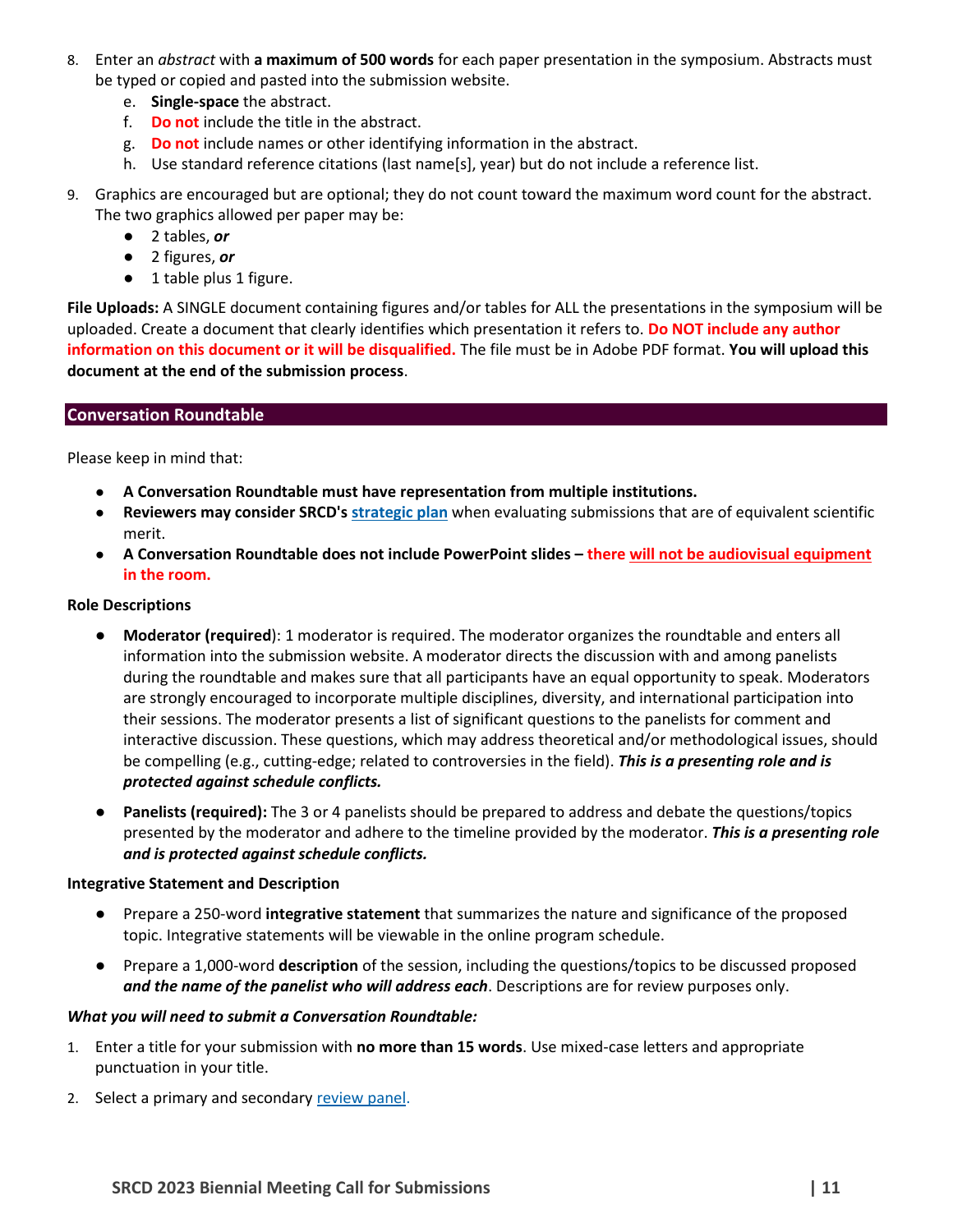8. Enter an *abstract* with **a maximum of 500 words** for each paper presentation in the symposium. Abstracts must be typed or copied and pasted into the submission website.
    e. **Single-space** the abstract.
    f. **Do not** include the title in the abstract.
    g. **Do not** include names or other identifying information in the abstract.
    h. Use standard reference citations (last name[s], year) but do not include a reference list.

9. Graphics are encouraged but are optional; they do not count toward the maximum word count for the abstract. The two graphics allowed per paper may be:
    - 2 tables, ***or***
    - 2 figures, ***or***
    - 1 table plus 1 figure.

**File Uploads:** A SINGLE document containing figures and/or tables for ALL the presentations in the symposium will be uploaded. Create a document that clearly identifies which presentation it refers to. **Do NOT include any author information on this document or it will be disqualified.** The file must be in Adobe PDF format. **You will upload this document at the end of the submission process**.

## Conversation Roundtable

Please keep in mind that:

- **A Conversation Roundtable must have representation from multiple institutions.**
- **Reviewers may consider SRCD's strategic plan** when evaluating submissions that are of equivalent scientific merit.
- **A Conversation Roundtable does not include PowerPoint slides – there will not be audiovisual equipment in the room.**

**Role Descriptions**

- **Moderator (required)**: 1 moderator is required. The moderator organizes the roundtable and enters all information into the submission website. A moderator directs the discussion with and among panelists during the roundtable and makes sure that all participants have an equal opportunity to speak. Moderators are strongly encouraged to incorporate multiple disciplines, diversity, and international participation into their sessions. The moderator presents a list of significant questions to the panelists for comment and interactive discussion. These questions, which may address theoretical and/or methodological issues, should be compelling (e.g., cutting-edge; related to controversies in the field). ***This is a presenting role and is protected against schedule conflicts.***

- **Panelists (required):** The 3 or 4 panelists should be prepared to address and debate the questions/topics presented by the moderator and adhere to the timeline provided by the moderator. ***This is a presenting role and is protected against schedule conflicts.***

**Integrative Statement and Description**

- Prepare a 250-word **integrative statement** that summarizes the nature and significance of the proposed topic. Integrative statements will be viewable in the online program schedule.

- Prepare a 1,000-word **description** of the session, including the questions/topics to be discussed proposed ***and the name of the panelist who will address each***. Descriptions are for review purposes only.

***What you will need to submit a Conversation Roundtable:***

1. Enter a title for your submission with **no more than 15 words**. Use mixed-case letters and appropriate punctuation in your title.

2. Select a primary and secondary review panel.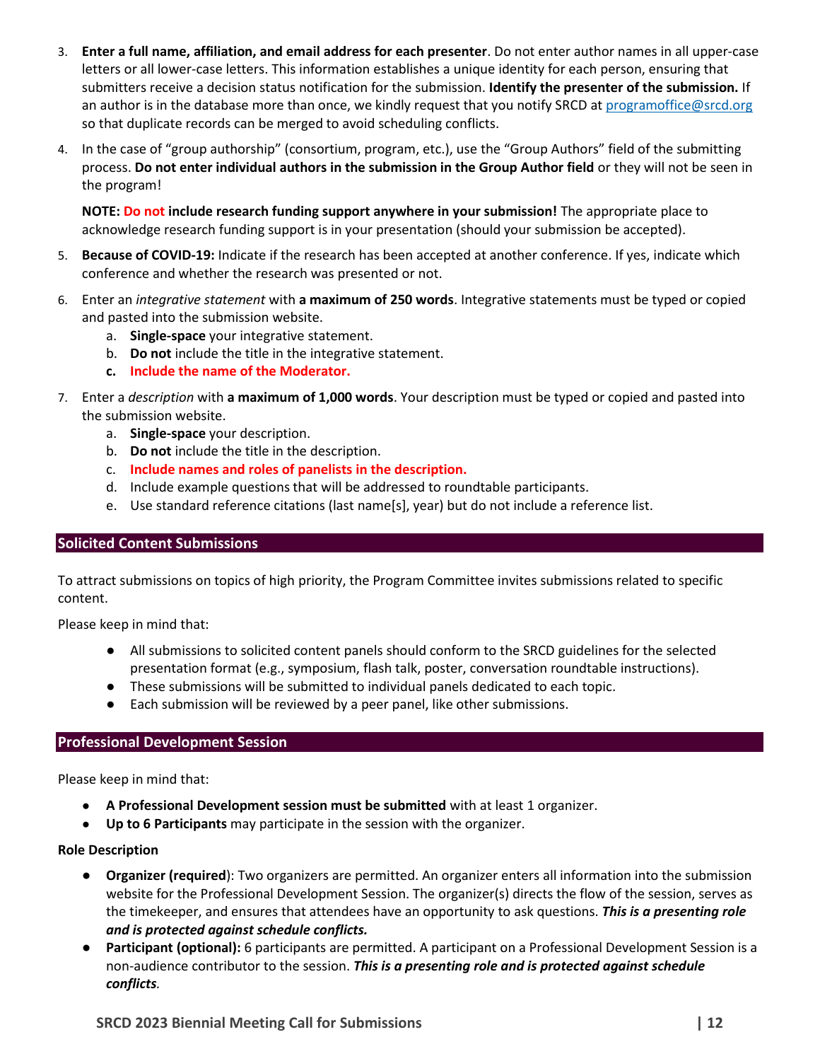3. **Enter a full name, affiliation, and email address for each presenter**. Do not enter author names in all upper-case letters or all lower-case letters. This information establishes a unique identity for each person, ensuring that submitters receive a decision status notification for the submission. **Identify the presenter of the submission.** If an author is in the database more than once, we kindly request that you notify SRCD at programoffice@srcd.org so that duplicate records can be merged to avoid scheduling conflicts.

4. In the case of "group authorship" (consortium, program, etc.), use the "Group Authors" field of the submitting process. **Do not enter individual authors in the submission in the Group Author field** or they will not be seen in the program!

   **NOTE: Do not include research funding support anywhere in your submission!** The appropriate place to acknowledge research funding support is in your presentation (should your submission be accepted).

5. **Because of COVID-19:** Indicate if the research has been accepted at another conference. If yes, indicate which conference and whether the research was presented or not.

6. Enter an *integrative statement* with **a maximum of 250 words**. Integrative statements must be typed or copied and pasted into the submission website.
   a. **Single-space** your integrative statement.
   b. **Do not** include the title in the integrative statement.
   c. **Include the name of the Moderator.**

7. Enter a *description* with **a maximum of 1,000 words**. Your description must be typed or copied and pasted into the submission website.
   a. **Single-space** your description.
   b. **Do not** include the title in the description.
   c. **Include names and roles of panelists in the description.**
   d. Include example questions that will be addressed to roundtable participants.
   e. Use standard reference citations (last name[s], year) but do not include a reference list.

## Solicited Content Submissions

To attract submissions on topics of high priority, the Program Committee invites submissions related to specific content.

Please keep in mind that:

- All submissions to solicited content panels should conform to the SRCD guidelines for the selected presentation format (e.g., symposium, flash talk, poster, conversation roundtable instructions).
- These submissions will be submitted to individual panels dedicated to each topic.
- Each submission will be reviewed by a peer panel, like other submissions.

## Professional Development Session

Please keep in mind that:

- **A Professional Development session must be submitted** with at least 1 organizer.
- **Up to 6 Participants** may participate in the session with the organizer.

**Role Description**

- **Organizer (required**): Two organizers are permitted. An organizer enters all information into the submission website for the Professional Development Session. The organizer(s) directs the flow of the session, serves as the timekeeper, and ensures that attendees have an opportunity to ask questions. ***This is a presenting role and is protected against schedule conflicts.***
- **Participant (optional):** 6 participants are permitted. A participant on a Professional Development Session is a non-audience contributor to the session. ***This is a presenting role and is protected against schedule conflicts.***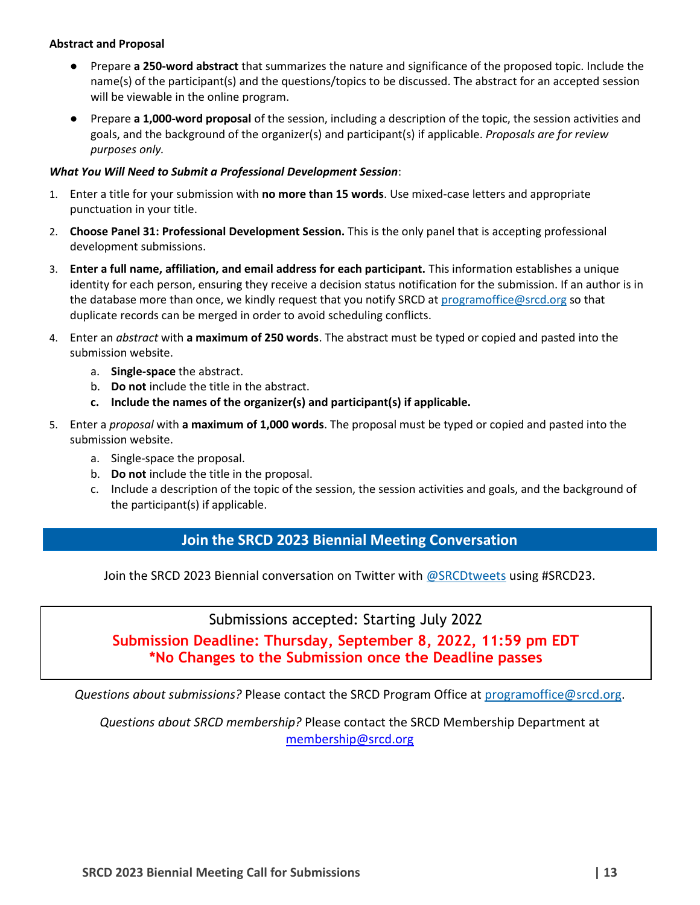**Abstract and Proposal**

- Prepare **a 250-word abstract** that summarizes the nature and significance of the proposed topic. Include the name(s) of the participant(s) and the questions/topics to be discussed. The abstract for an accepted session will be viewable in the online program.
- Prepare **a 1,000-word proposal** of the session, including a description of the topic, the session activities and goals, and the background of the organizer(s) and participant(s) if applicable. *Proposals are for review purposes only.*

***What You Will Need to Submit a Professional Development Session***:

1. Enter a title for your submission with **no more than 15 words**. Use mixed-case letters and appropriate punctuation in your title.
2. **Choose Panel 31: Professional Development Session.** This is the only panel that is accepting professional development submissions.
3. **Enter a full name, affiliation, and email address for each participant.** This information establishes a unique identity for each person, ensuring they receive a decision status notification for the submission. If an author is in the database more than once, we kindly request that you notify SRCD at programoffice@srcd.org so that duplicate records can be merged in order to avoid scheduling conflicts.
4. Enter an *abstract* with **a maximum of 250 words**. The abstract must be typed or copied and pasted into the submission website.
   a. **Single-space** the abstract.
   b. **Do not** include the title in the abstract.
   c. **Include the names of the organizer(s) and participant(s) if applicable.**
5. Enter a *proposal* with **a maximum of 1,000 words**. The proposal must be typed or copied and pasted into the submission website.
   a. Single-space the proposal.
   b. **Do not** include the title in the proposal.
   c. Include a description of the topic of the session, the session activities and goals, and the background of the participant(s) if applicable.

## Join the SRCD 2023 Biennial Meeting Conversation

Join the SRCD 2023 Biennial conversation on Twitter with @SRCDtweets using #SRCD23.

Submissions accepted: Starting July 2022

**Submission Deadline: Thursday, September 8, 2022, 11:59 pm EDT**
**\*No Changes to the Submission once the Deadline passes**

*Questions about submissions?* Please contact the SRCD Program Office at programoffice@srcd.org.

*Questions about SRCD membership?* Please contact the SRCD Membership Department at membership@srcd.org